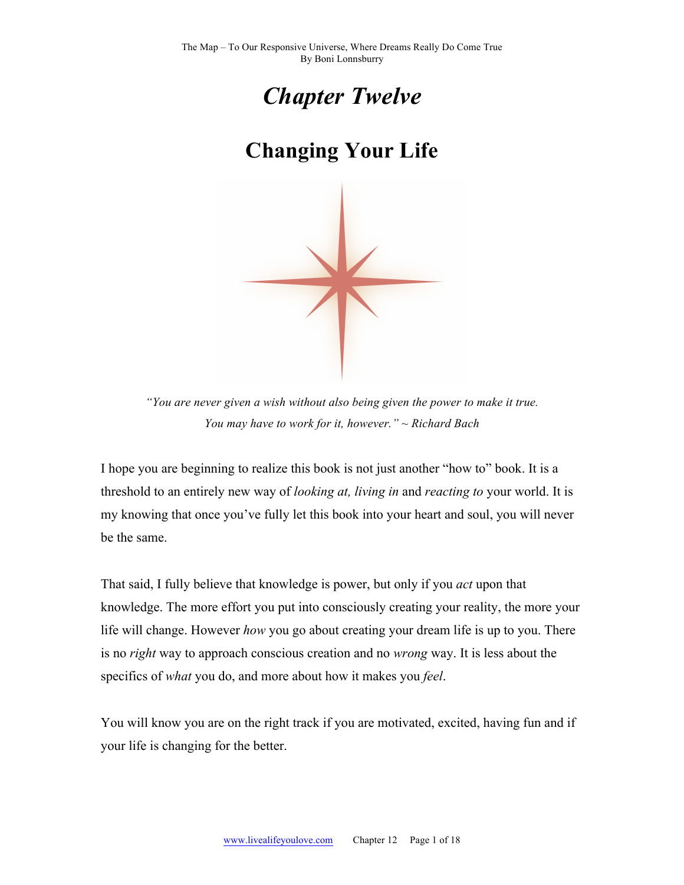# *Chapter Twelve*

## Changing Your Life

*"You are never given a wish without also being given the power to make it true. You may have to work for it, however." ~ Richard Bach*

I hope you are beginning to realize this book is not just another "how to" book. It is a threshold to an entirely new way of *looking at, living in* and *reacting to* your world. It is my knowing that once you've fully let this book into your heart and soul, you will never be the same.

That said, I fully believe that knowledge is power, but only if you *act* upon that knowledge. The more effort you put into consciously creating your reality, the more your life will change. However *how* you go about creating your dream life is up to you. There is no *right* way to approach conscious creation and no *wrong* way. It is less about the specifics of *what* you do, and more about how it makes you *feel*.

You will know you are on the right track if you are motivated, excited, having fun and if your life is changing for the better.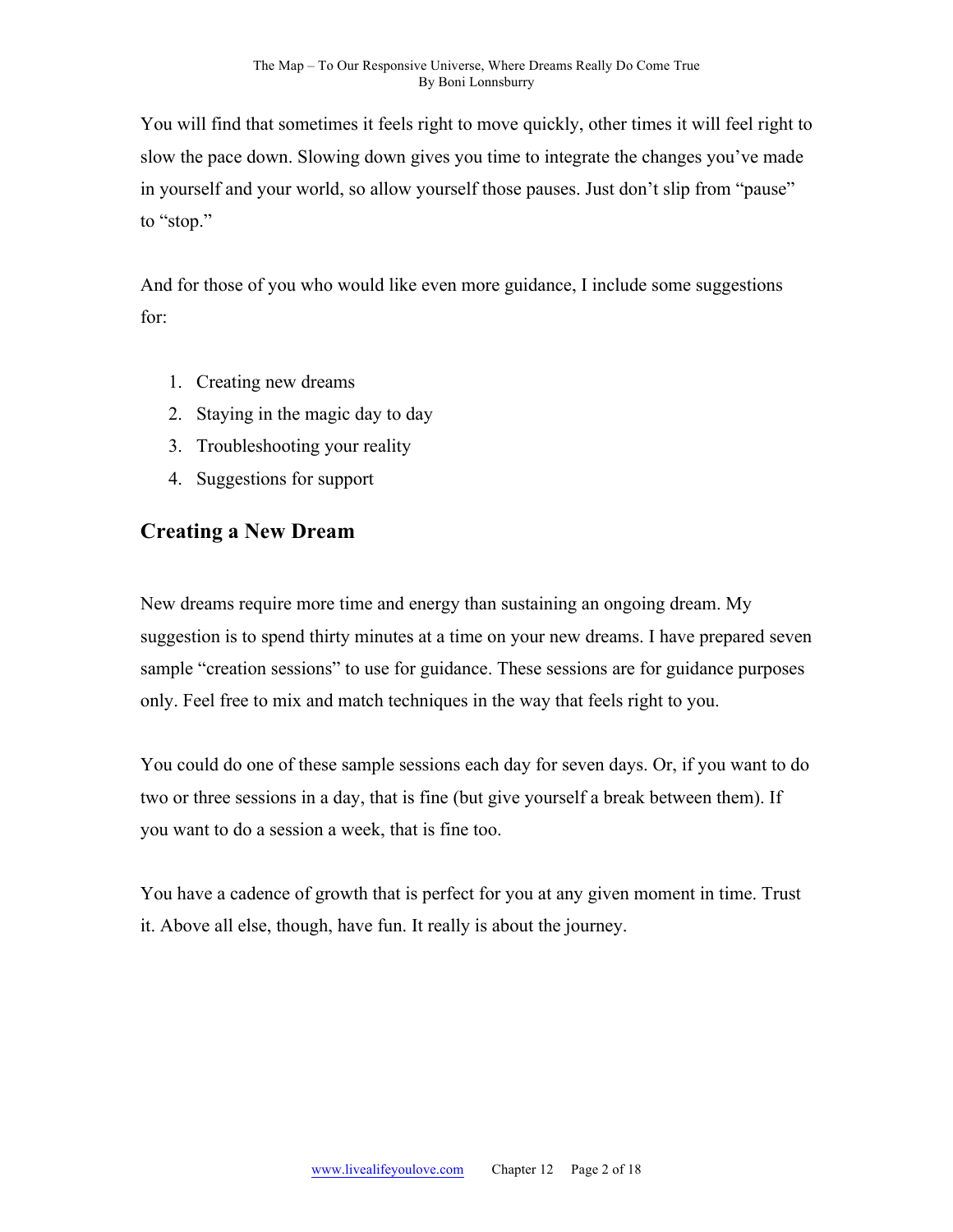You will find that sometimes it feels right to move quickly, other times it will feel right to slow the pace down. Slowing down gives you time to integrate the changes you've made in yourself and your world, so allow yourself those pauses. Just don't slip from "pause" to "stop."

And for those of you who would like even more guidance, I include some suggestions for:

1. Creating new dreams
2. Staying in the magic day to day
3. Troubleshooting your reality
4. Suggestions for support

## Creating a New Dream

New dreams require more time and energy than sustaining an ongoing dream. My suggestion is to spend thirty minutes at a time on your new dreams. I have prepared seven sample "creation sessions" to use for guidance. These sessions are for guidance purposes only. Feel free to mix and match techniques in the way that feels right to you.

You could do one of these sample sessions each day for seven days. Or, if you want to do two or three sessions in a day, that is fine (but give yourself a break between them). If you want to do a session a week, that is fine too.

You have a cadence of growth that is perfect for you at any given moment in time. Trust it. Above all else, though, have fun. It really is about the journey.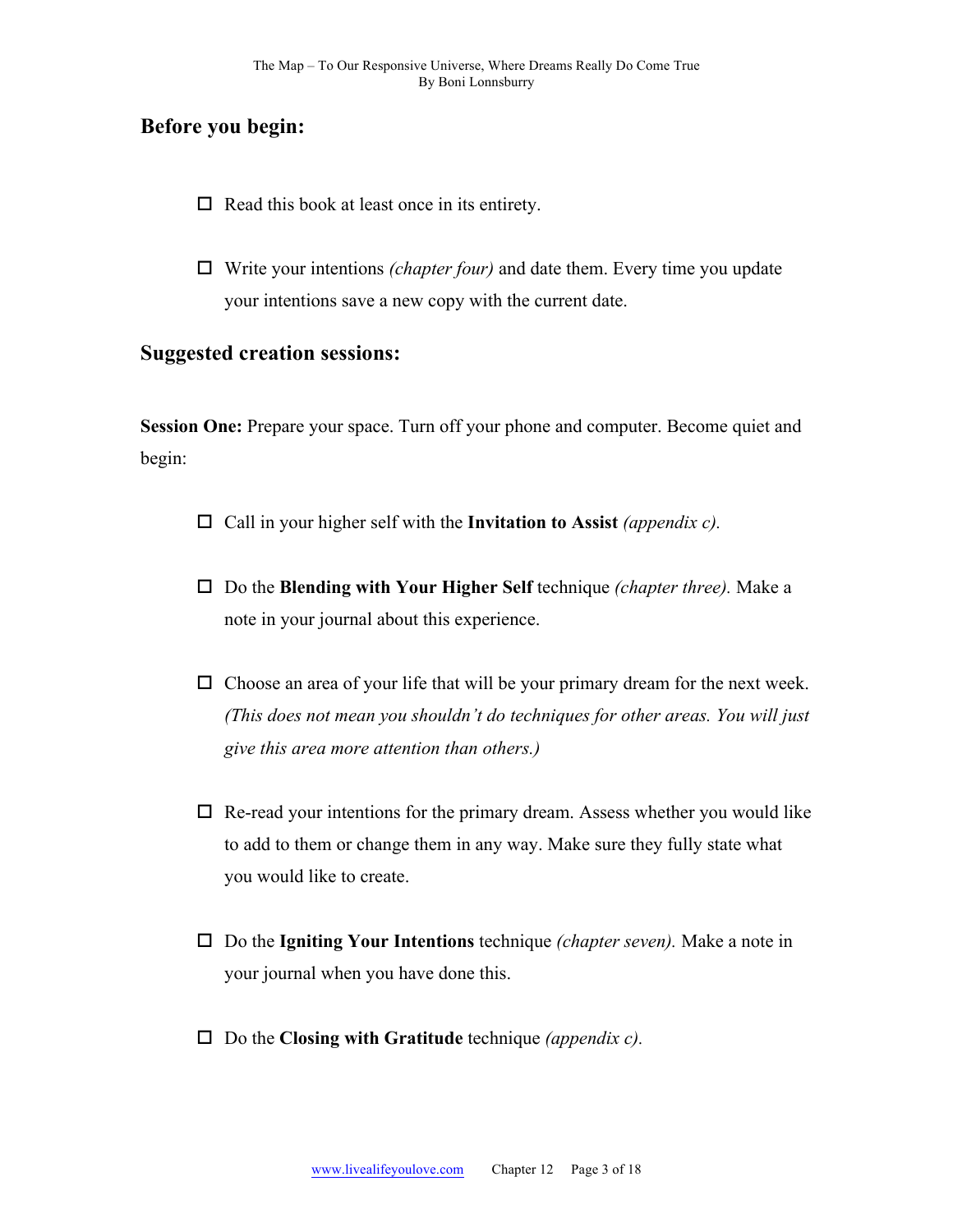## Before you begin:

- ☐ Read this book at least once in its entirety.

- ☐ Write your intentions *(chapter four)* and date them. Every time you update your intentions save a new copy with the current date.

## Suggested creation sessions:

**Session One:** Prepare your space. Turn off your phone and computer. Become quiet and begin:

- ☐ Call in your higher self with the **Invitation to Assist** *(appendix c).*

- ☐ Do the **Blending with Your Higher Self** technique *(chapter three).* Make a note in your journal about this experience.

- ☐ Choose an area of your life that will be your primary dream for the next week. *(This does not mean you shouldn't do techniques for other areas. You will just give this area more attention than others.)*

- ☐ Re-read your intentions for the primary dream. Assess whether you would like to add to them or change them in any way. Make sure they fully state what you would like to create.

- ☐ Do the **Igniting Your Intentions** technique *(chapter seven).* Make a note in your journal when you have done this.

- ☐ Do the **Closing with Gratitude** technique *(appendix c).*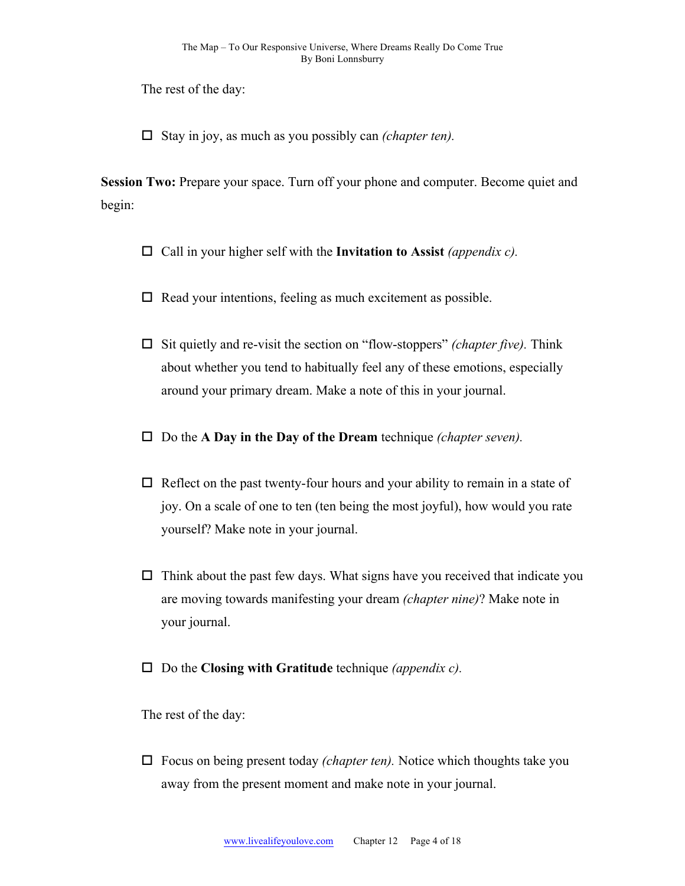The rest of the day:

- ☐ Stay in joy, as much as you possibly can *(chapter ten).*

**Session Two:** Prepare your space. Turn off your phone and computer. Become quiet and begin:

- ☐ Call in your higher self with the **Invitation to Assist** *(appendix c).*

- ☐ Read your intentions, feeling as much excitement as possible.

- ☐ Sit quietly and re-visit the section on "flow-stoppers" *(chapter five).* Think about whether you tend to habitually feel any of these emotions, especially around your primary dream. Make a note of this in your journal.

- ☐ Do the **A Day in the Day of the Dream** technique *(chapter seven).*

- ☐ Reflect on the past twenty-four hours and your ability to remain in a state of joy. On a scale of one to ten (ten being the most joyful), how would you rate yourself? Make note in your journal.

- ☐ Think about the past few days. What signs have you received that indicate you are moving towards manifesting your dream *(chapter nine)*? Make note in your journal.

- ☐ Do the **Closing with Gratitude** technique *(appendix c).*

The rest of the day:

- ☐ Focus on being present today *(chapter ten).* Notice which thoughts take you away from the present moment and make note in your journal.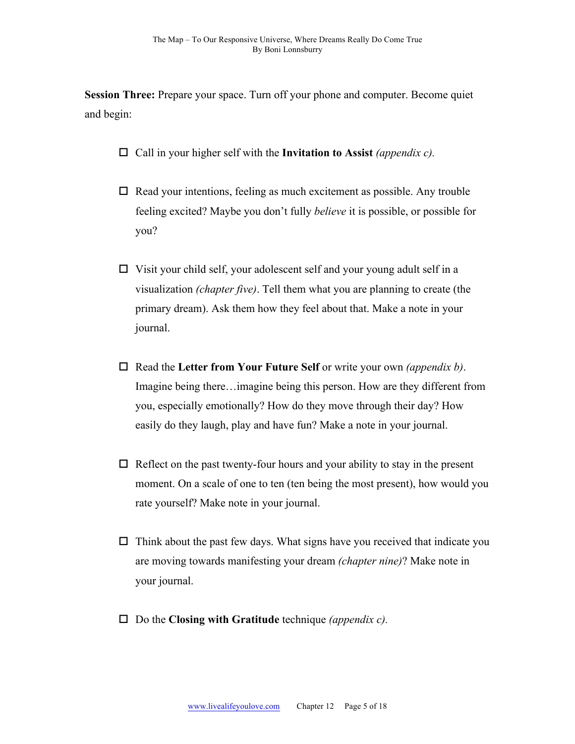**Session Three:** Prepare your space. Turn off your phone and computer. Become quiet and begin:

- ☐ Call in your higher self with the **Invitation to Assist** *(appendix c).*

- ☐ Read your intentions, feeling as much excitement as possible. Any trouble feeling excited? Maybe you don't fully *believe* it is possible, or possible for you?

- ☐ Visit your child self, your adolescent self and your young adult self in a visualization *(chapter five)*. Tell them what you are planning to create (the primary dream). Ask them how they feel about that. Make a note in your journal.

- ☐ Read the **Letter from Your Future Self** or write your own *(appendix b)*. Imagine being there…imagine being this person. How are they different from you, especially emotionally? How do they move through their day? How easily do they laugh, play and have fun? Make a note in your journal.

- ☐ Reflect on the past twenty-four hours and your ability to stay in the present moment. On a scale of one to ten (ten being the most present), how would you rate yourself? Make note in your journal.

- ☐ Think about the past few days. What signs have you received that indicate you are moving towards manifesting your dream *(chapter nine)*? Make note in your journal.

- ☐ Do the **Closing with Gratitude** technique *(appendix c).*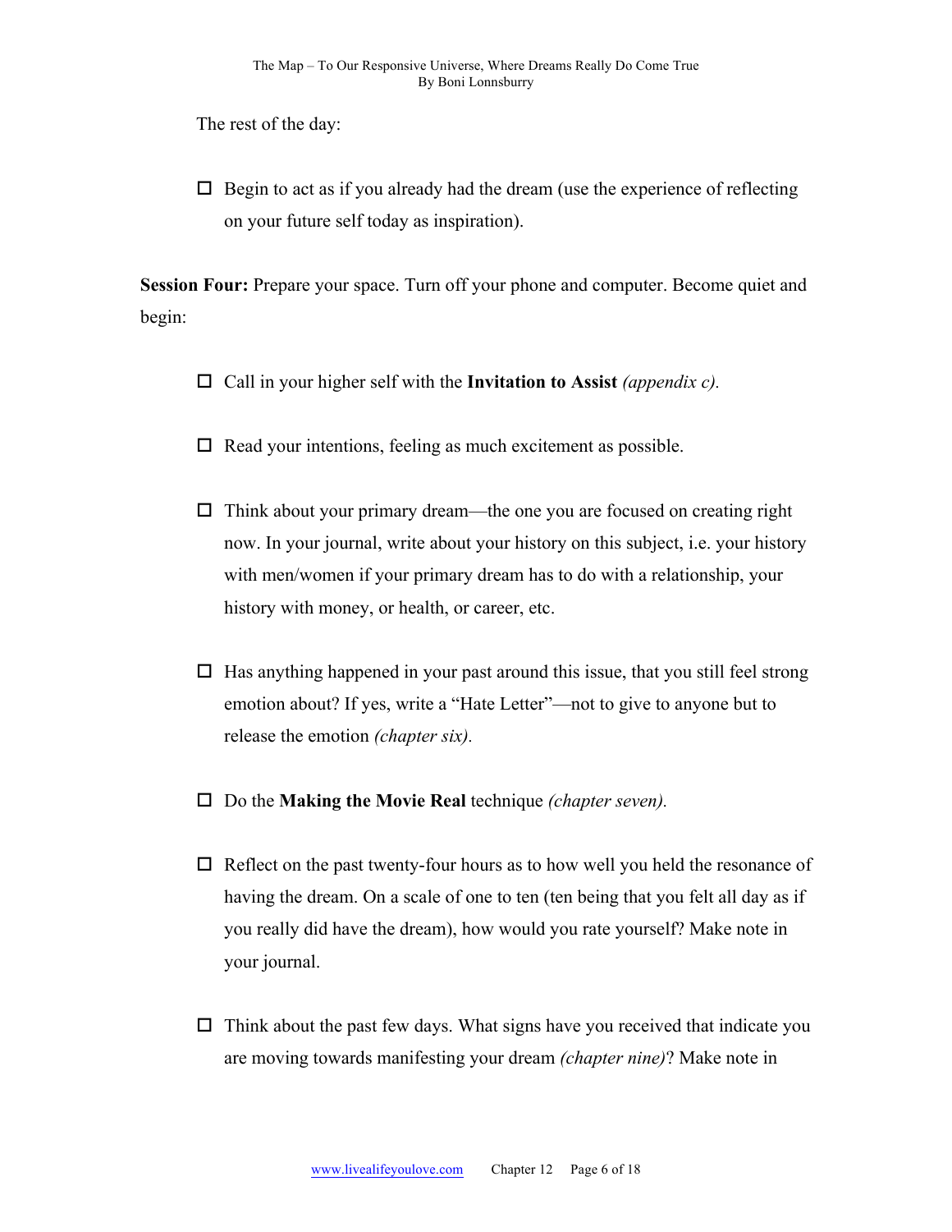The rest of the day:

- ☐ Begin to act as if you already had the dream (use the experience of reflecting on your future self today as inspiration).

**Session Four:** Prepare your space. Turn off your phone and computer. Become quiet and begin:

- ☐ Call in your higher self with the **Invitation to Assist** *(appendix c).*

- ☐ Read your intentions, feeling as much excitement as possible.

- ☐ Think about your primary dream—the one you are focused on creating right now. In your journal, write about your history on this subject, i.e. your history with men/women if your primary dream has to do with a relationship, your history with money, or health, or career, etc.

- ☐ Has anything happened in your past around this issue, that you still feel strong emotion about? If yes, write a "Hate Letter"—not to give to anyone but to release the emotion *(chapter six).*

- ☐ Do the **Making the Movie Real** technique *(chapter seven).*

- ☐ Reflect on the past twenty-four hours as to how well you held the resonance of having the dream. On a scale of one to ten (ten being that you felt all day as if you really did have the dream), how would you rate yourself? Make note in your journal.

- ☐ Think about the past few days. What signs have you received that indicate you are moving towards manifesting your dream *(chapter nine)*? Make note in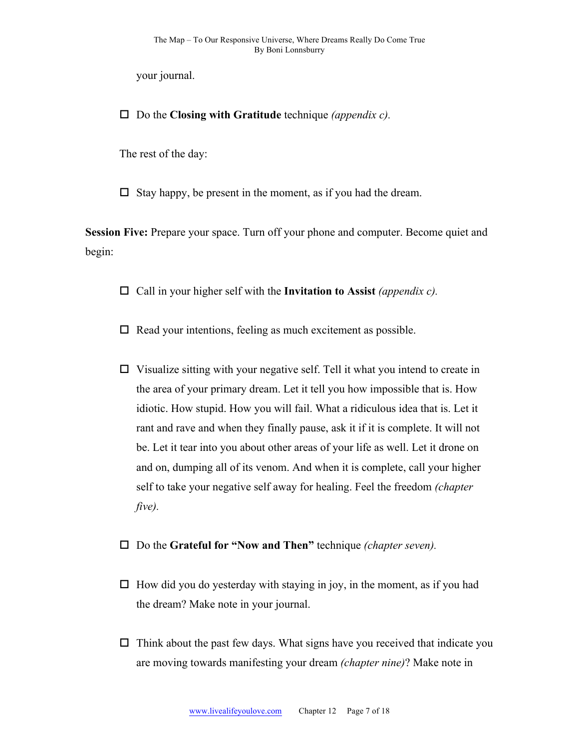your journal.

- ☐ Do the **Closing with Gratitude** technique *(appendix c).*

The rest of the day:

- ☐ Stay happy, be present in the moment, as if you had the dream.

**Session Five:** Prepare your space. Turn off your phone and computer. Become quiet and begin:

- ☐ Call in your higher self with the **Invitation to Assist** *(appendix c).*
- ☐ Read your intentions, feeling as much excitement as possible.
- ☐ Visualize sitting with your negative self. Tell it what you intend to create in the area of your primary dream. Let it tell you how impossible that is. How idiotic. How stupid. How you will fail. What a ridiculous idea that is. Let it rant and rave and when they finally pause, ask it if it is complete. It will not be. Let it tear into you about other areas of your life as well. Let it drone on and on, dumping all of its venom. And when it is complete, call your higher self to take your negative self away for healing. Feel the freedom *(chapter five).*
- ☐ Do the **Grateful for "Now and Then"** technique *(chapter seven).*
- ☐ How did you do yesterday with staying in joy, in the moment, as if you had the dream? Make note in your journal.
- ☐ Think about the past few days. What signs have you received that indicate you are moving towards manifesting your dream *(chapter nine)*? Make note in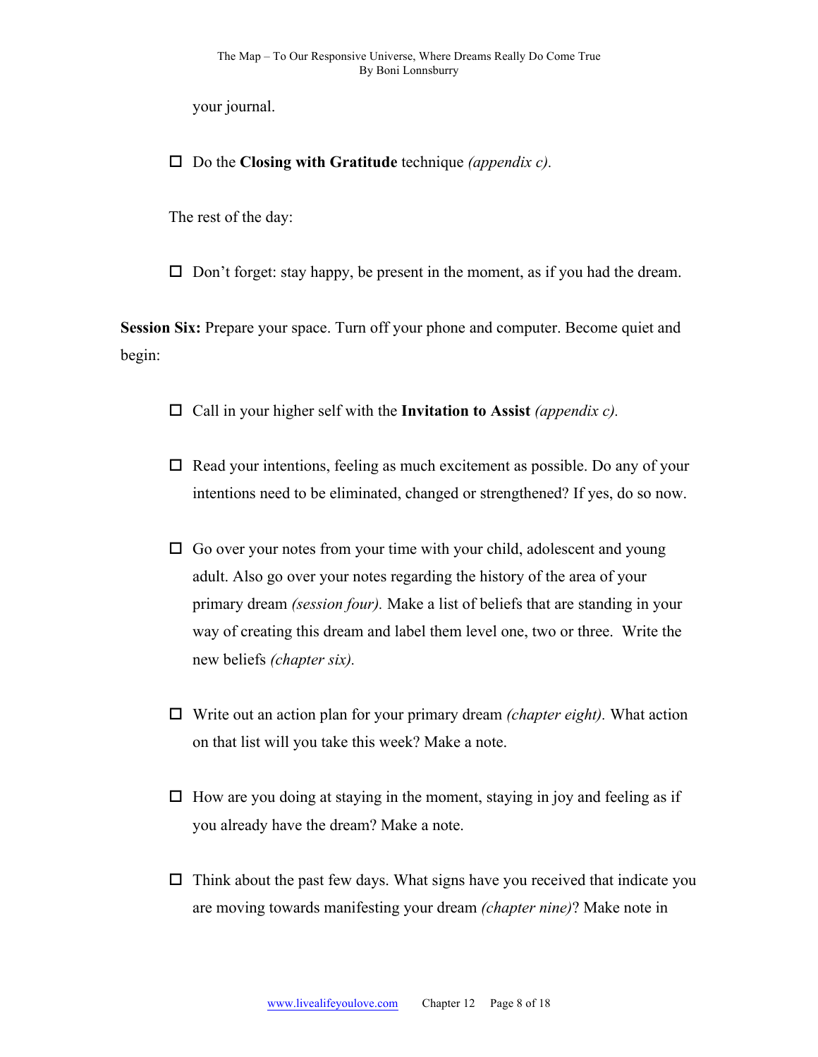your journal.

- ☐ Do the **Closing with Gratitude** technique *(appendix c).*

The rest of the day:

- ☐ Don't forget: stay happy, be present in the moment, as if you had the dream.

**Session Six:** Prepare your space. Turn off your phone and computer. Become quiet and begin:

- ☐ Call in your higher self with the **Invitation to Assist** *(appendix c).*

- ☐ Read your intentions, feeling as much excitement as possible. Do any of your intentions need to be eliminated, changed or strengthened? If yes, do so now.

- ☐ Go over your notes from your time with your child, adolescent and young adult. Also go over your notes regarding the history of the area of your primary dream *(session four).* Make a list of beliefs that are standing in your way of creating this dream and label them level one, two or three. Write the new beliefs *(chapter six).*

- ☐ Write out an action plan for your primary dream *(chapter eight).* What action on that list will you take this week? Make a note.

- ☐ How are you doing at staying in the moment, staying in joy and feeling as if you already have the dream? Make a note.

- ☐ Think about the past few days. What signs have you received that indicate you are moving towards manifesting your dream *(chapter nine)*? Make note in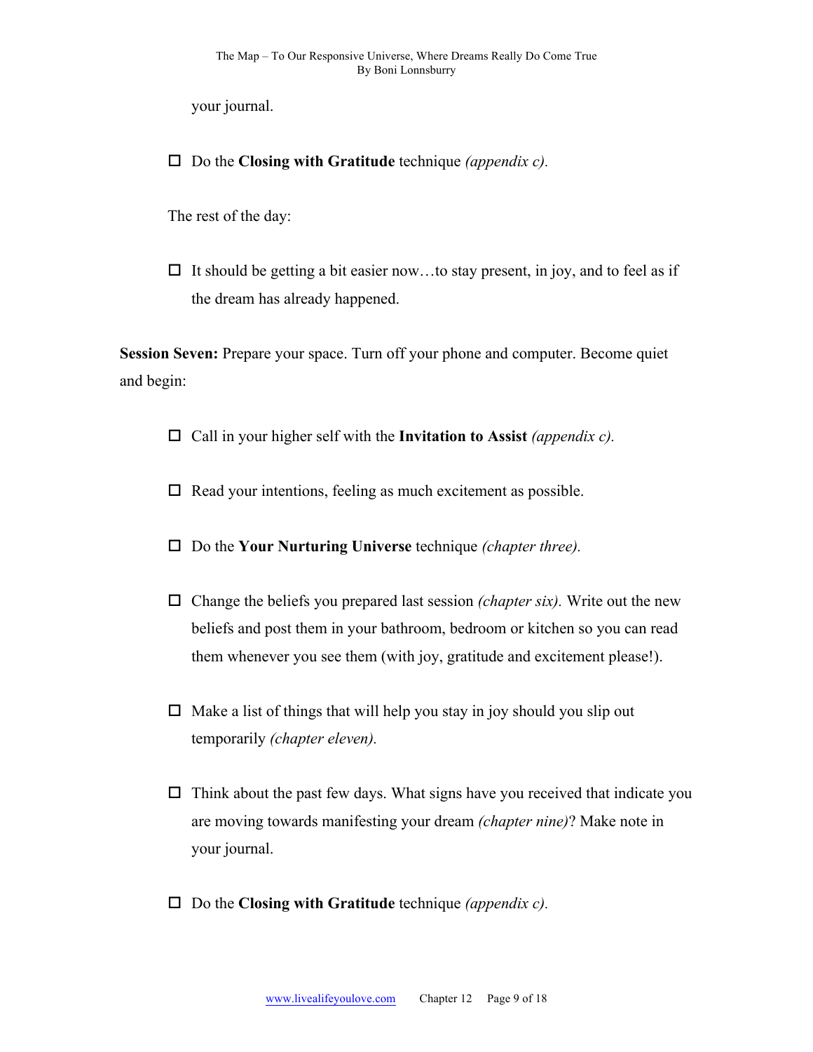your journal.

- ☐ Do the **Closing with Gratitude** technique *(appendix c).*

The rest of the day:

- ☐ It should be getting a bit easier now…to stay present, in joy, and to feel as if the dream has already happened.

**Session Seven:** Prepare your space. Turn off your phone and computer. Become quiet and begin:

- ☐ Call in your higher self with the **Invitation to Assist** *(appendix c).*
- ☐ Read your intentions, feeling as much excitement as possible.
- ☐ Do the **Your Nurturing Universe** technique *(chapter three).*
- ☐ Change the beliefs you prepared last session *(chapter six).* Write out the new beliefs and post them in your bathroom, bedroom or kitchen so you can read them whenever you see them (with joy, gratitude and excitement please!).
- ☐ Make a list of things that will help you stay in joy should you slip out temporarily *(chapter eleven).*
- ☐ Think about the past few days. What signs have you received that indicate you are moving towards manifesting your dream *(chapter nine)*? Make note in your journal.
- ☐ Do the **Closing with Gratitude** technique *(appendix c).*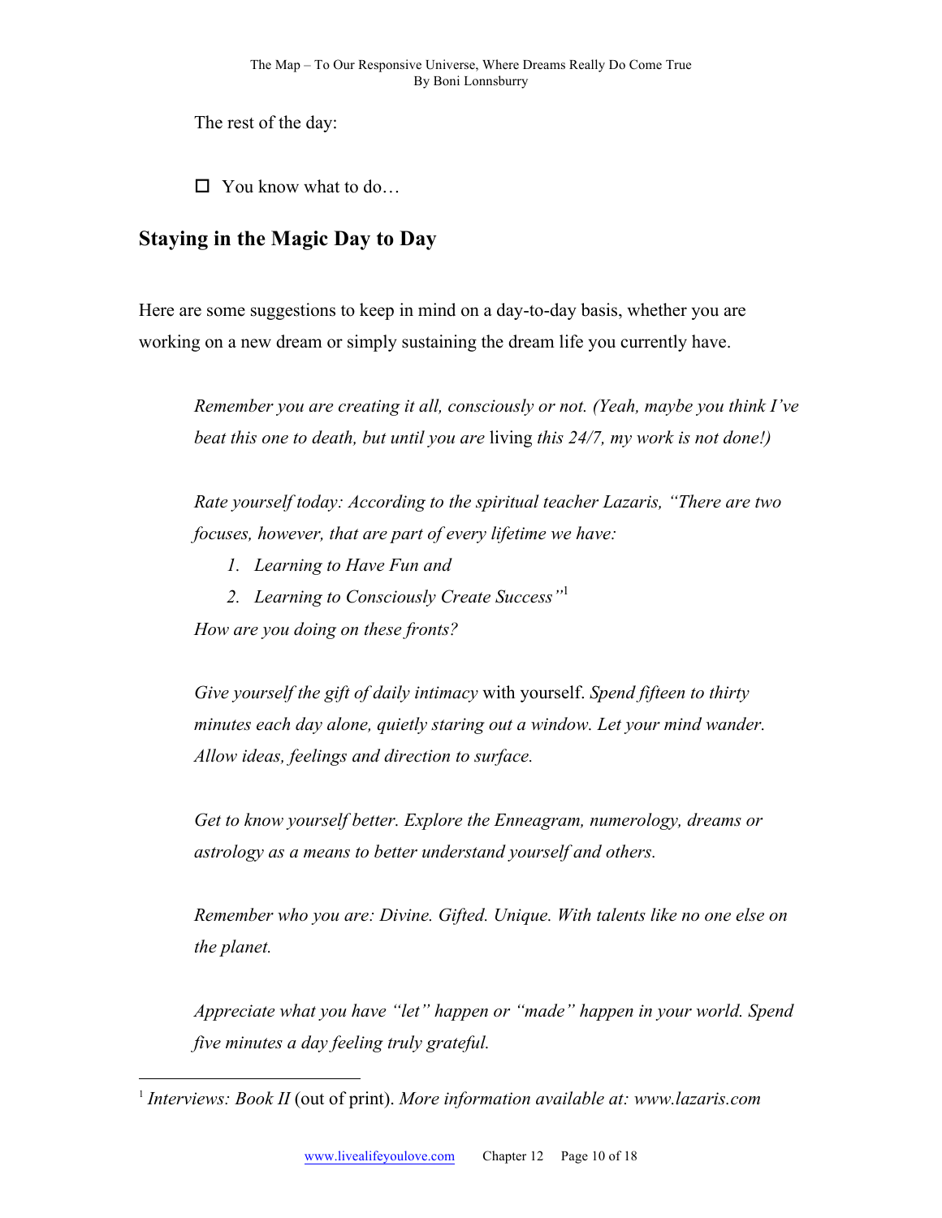The rest of the day:

- ☐ You know what to do…

## Staying in the Magic Day to Day

Here are some suggestions to keep in mind on a day-to-day basis, whether you are working on a new dream or simply sustaining the dream life you currently have.

> *Remember you are creating it all, consciously or not. (Yeah, maybe you think I've beat this one to death, but until you are* living *this 24/7, my work is not done!)*
>
> *Rate yourself today: According to the spiritual teacher Lazaris, "There are two focuses, however, that are part of every lifetime we have:*
>
> 1. *Learning to Have Fun and*
> 2. *Learning to Consciously Create Success"*[1]
>
> *How are you doing on these fronts?*
>
> *Give yourself the gift of daily intimacy* with yourself. *Spend fifteen to thirty minutes each day alone, quietly staring out a window. Let your mind wander. Allow ideas, feelings and direction to surface.*
>
> *Get to know yourself better. Explore the Enneagram, numerology, dreams or astrology as a means to better understand yourself and others.*
>
> *Remember who you are: Divine. Gifted. Unique. With talents like no one else on the planet.*
>
> *Appreciate what you have "let" happen or "made" happen in your world. Spend five minutes a day feeling truly grateful.*

---

[1] *Interviews: Book II* (out of print). *More information available at: www.lazaris.com*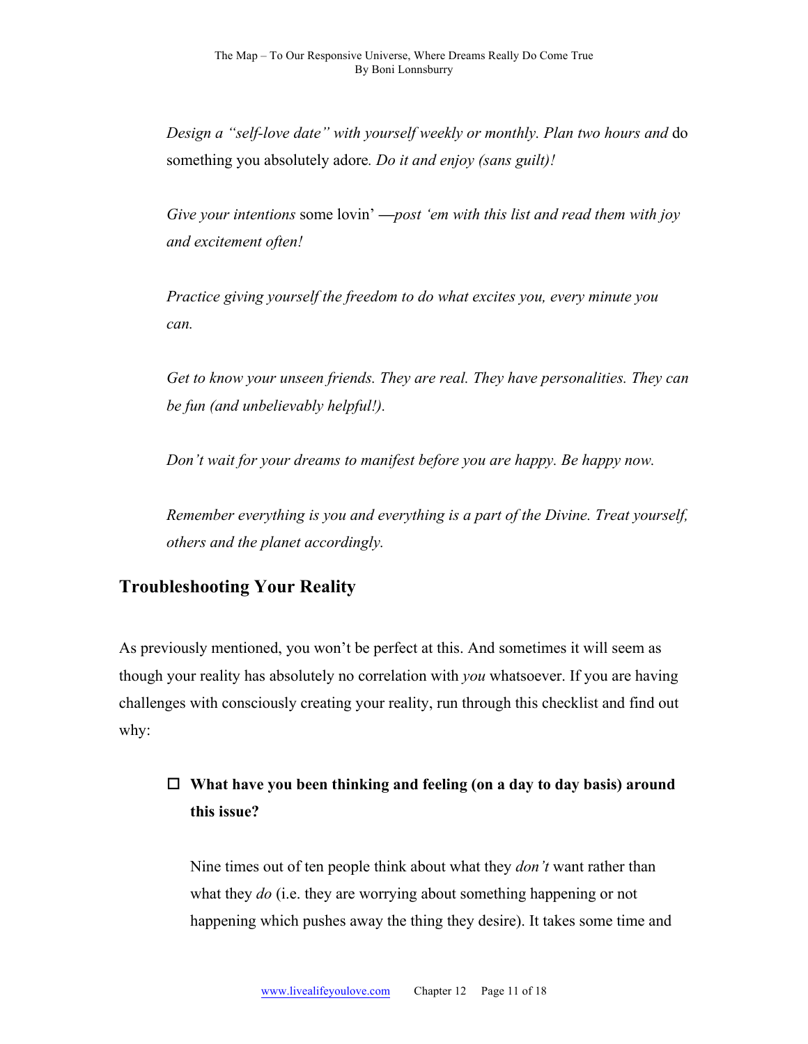*Design a "self-love date" with yourself weekly or monthly. Plan two hours and* do something you absolutely adore*. Do it and enjoy (sans guilt)!*

*Give your intentions* some lovin' —*post 'em with this list and read them with joy and excitement often!*

*Practice giving yourself the freedom to do what excites you, every minute you can.*

*Get to know your unseen friends. They are real. They have personalities. They can be fun (and unbelievably helpful!).*

*Don't wait for your dreams to manifest before you are happy. Be happy now.*

*Remember everything is you and everything is a part of the Divine. Treat yourself, others and the planet accordingly.*

## Troubleshooting Your Reality

As previously mentioned, you won't be perfect at this. And sometimes it will seem as though your reality has absolutely no correlation with *you* whatsoever. If you are having challenges with consciously creating your reality, run through this checklist and find out why:

- ☐ **What have you been thinking and feeling (on a day to day basis) around this issue?**

  Nine times out of ten people think about what they *don't* want rather than what they *do* (i.e. they are worrying about something happening or not happening which pushes away the thing they desire). It takes some time and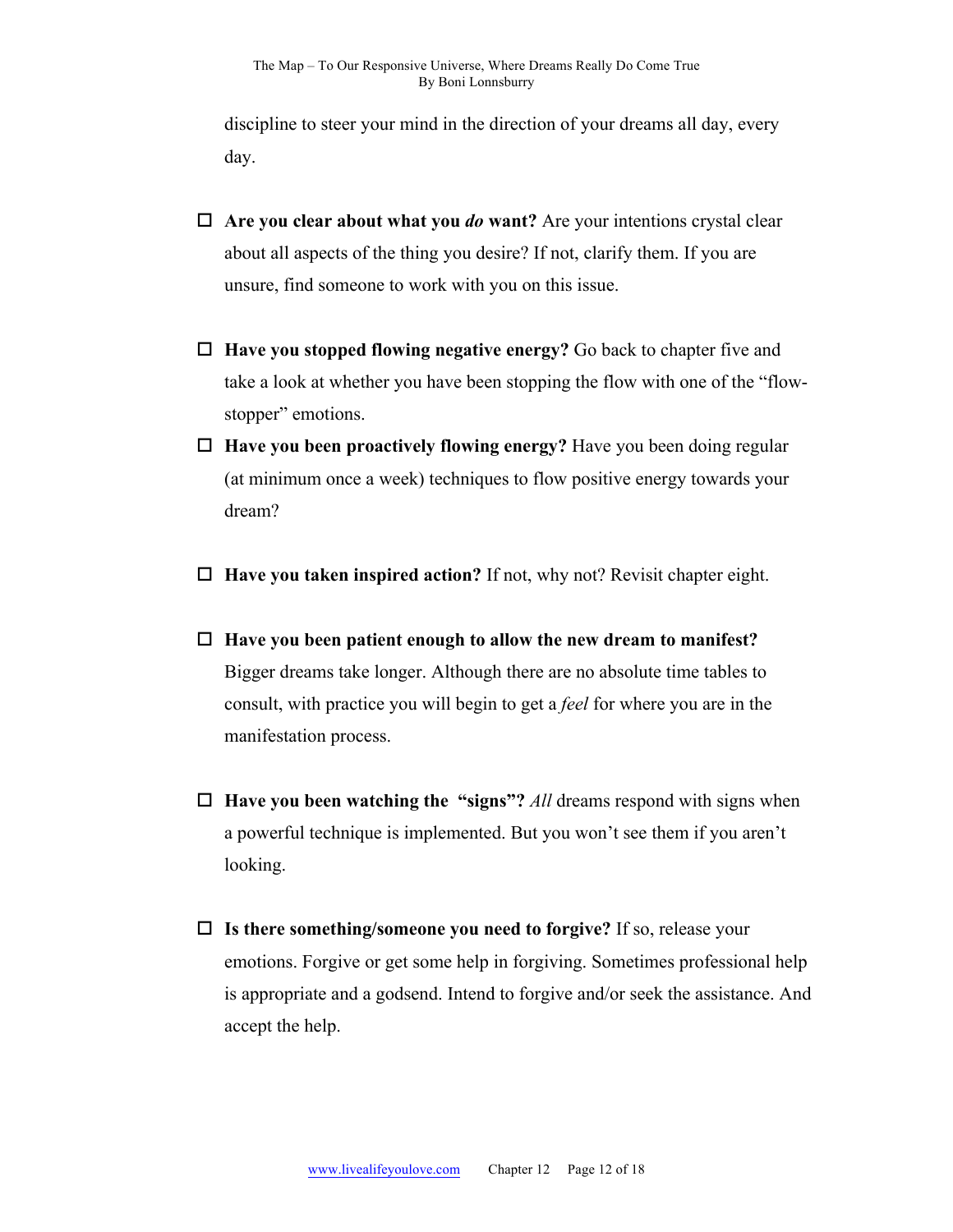discipline to steer your mind in the direction of your dreams all day, every day.

- ☐ **Are you clear about what you *do* want?** Are your intentions crystal clear about all aspects of the thing you desire? If not, clarify them. If you are unsure, find someone to work with you on this issue.

- ☐ **Have you stopped flowing negative energy?** Go back to chapter five and take a look at whether you have been stopping the flow with one of the "flow-stopper" emotions.
- ☐ **Have you been proactively flowing energy?** Have you been doing regular (at minimum once a week) techniques to flow positive energy towards your dream?

- ☐ **Have you taken inspired action?** If not, why not? Revisit chapter eight.

- ☐ **Have you been patient enough to allow the new dream to manifest?** Bigger dreams take longer. Although there are no absolute time tables to consult, with practice you will begin to get a *feel* for where you are in the manifestation process.

- ☐ **Have you been watching the "signs"?** *All* dreams respond with signs when a powerful technique is implemented. But you won't see them if you aren't looking.

- ☐ **Is there something/someone you need to forgive?** If so, release your emotions. Forgive or get some help in forgiving. Sometimes professional help is appropriate and a godsend. Intend to forgive and/or seek the assistance. And accept the help.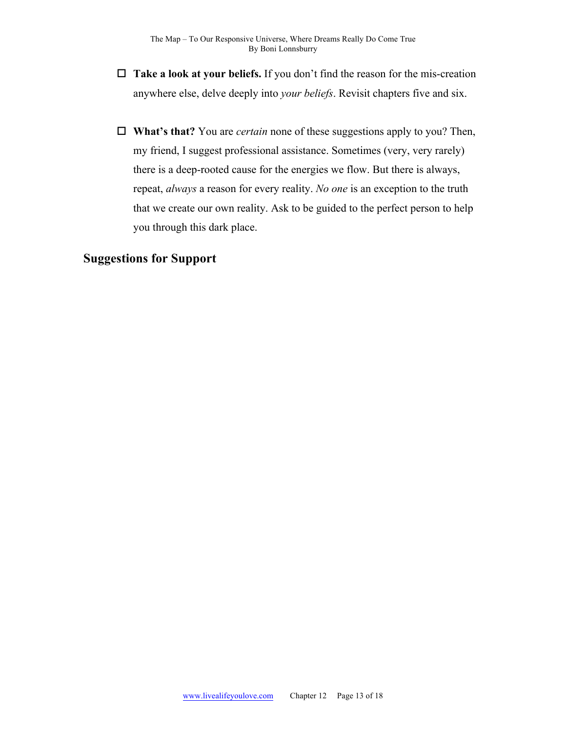- ☐ **Take a look at your beliefs.** If you don't find the reason for the mis-creation anywhere else, delve deeply into *your beliefs*. Revisit chapters five and six.

- ☐ **What's that?** You are *certain* none of these suggestions apply to you? Then, my friend, I suggest professional assistance. Sometimes (very, very rarely) there is a deep-rooted cause for the energies we flow. But there is always, repeat, *always* a reason for every reality. *No one* is an exception to the truth that we create our own reality. Ask to be guided to the perfect person to help you through this dark place.

## Suggestions for Support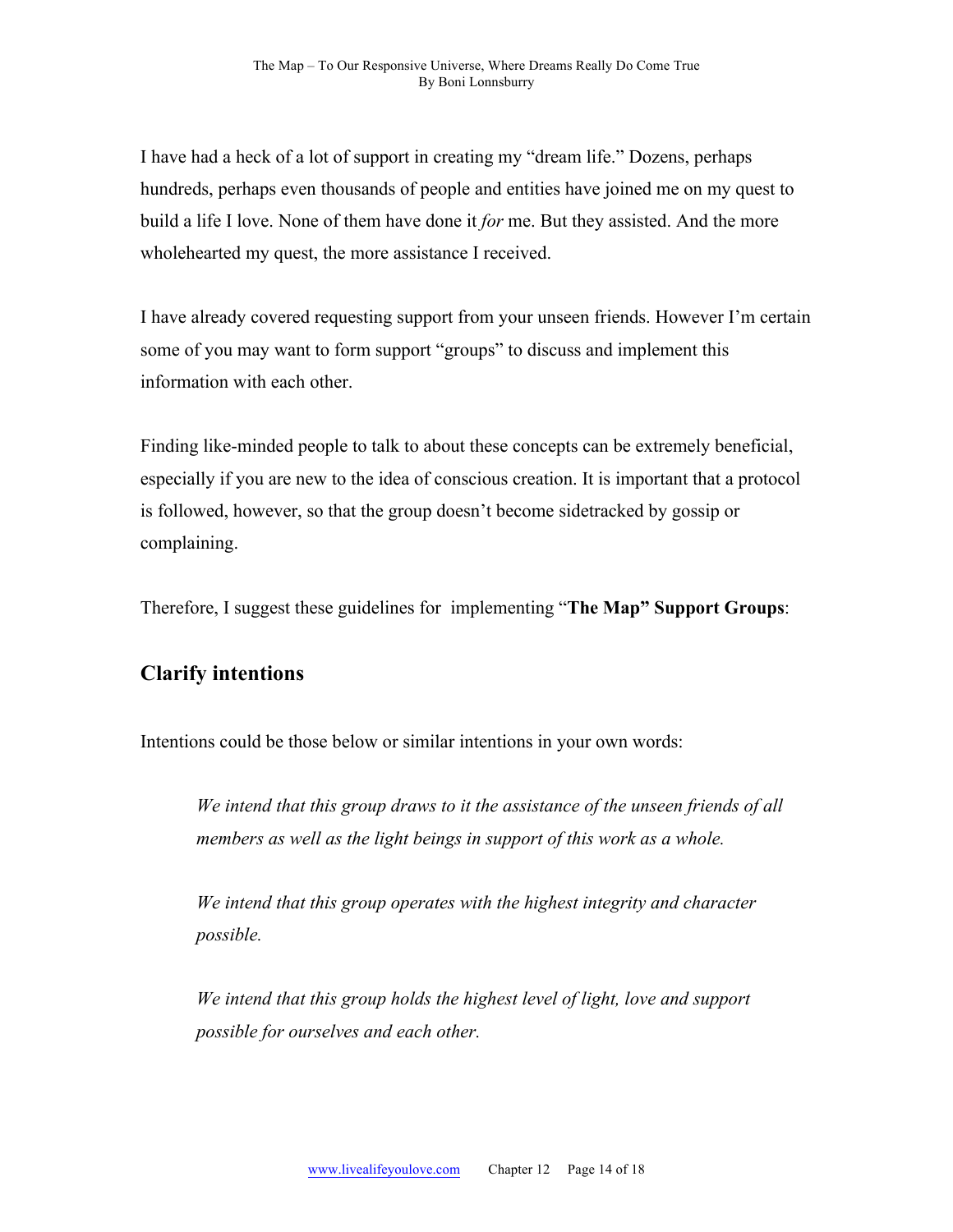I have had a heck of a lot of support in creating my "dream life." Dozens, perhaps hundreds, perhaps even thousands of people and entities have joined me on my quest to build a life I love. None of them have done it *for* me. But they assisted. And the more wholehearted my quest, the more assistance I received.

I have already covered requesting support from your unseen friends. However I'm certain some of you may want to form support "groups" to discuss and implement this information with each other.

Finding like-minded people to talk to about these concepts can be extremely beneficial, especially if you are new to the idea of conscious creation. It is important that a protocol is followed, however, so that the group doesn't become sidetracked by gossip or complaining.

Therefore, I suggest these guidelines for implementing "**The Map" Support Groups**:

## Clarify intentions

Intentions could be those below or similar intentions in your own words:

> *We intend that this group draws to it the assistance of the unseen friends of all members as well as the light beings in support of this work as a whole.*
>
> *We intend that this group operates with the highest integrity and character possible.*
>
> *We intend that this group holds the highest level of light, love and support possible for ourselves and each other.*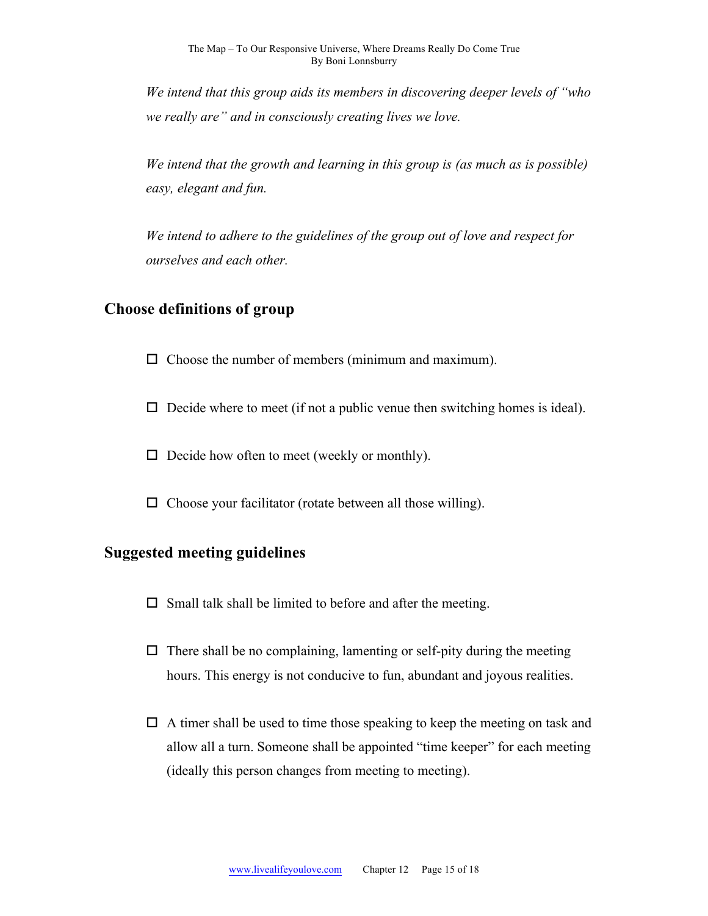*We intend that this group aids its members in discovering deeper levels of "who we really are" and in consciously creating lives we love.*

*We intend that the growth and learning in this group is (as much as is possible) easy, elegant and fun.*

*We intend to adhere to the guidelines of the group out of love and respect for ourselves and each other.*

## Choose definitions of group

- ☐ Choose the number of members (minimum and maximum).
- ☐ Decide where to meet (if not a public venue then switching homes is ideal).
- ☐ Decide how often to meet (weekly or monthly).
- ☐ Choose your facilitator (rotate between all those willing).

## Suggested meeting guidelines

- ☐ Small talk shall be limited to before and after the meeting.
- ☐ There shall be no complaining, lamenting or self-pity during the meeting hours. This energy is not conducive to fun, abundant and joyous realities.
- ☐ A timer shall be used to time those speaking to keep the meeting on task and allow all a turn. Someone shall be appointed "time keeper" for each meeting (ideally this person changes from meeting to meeting).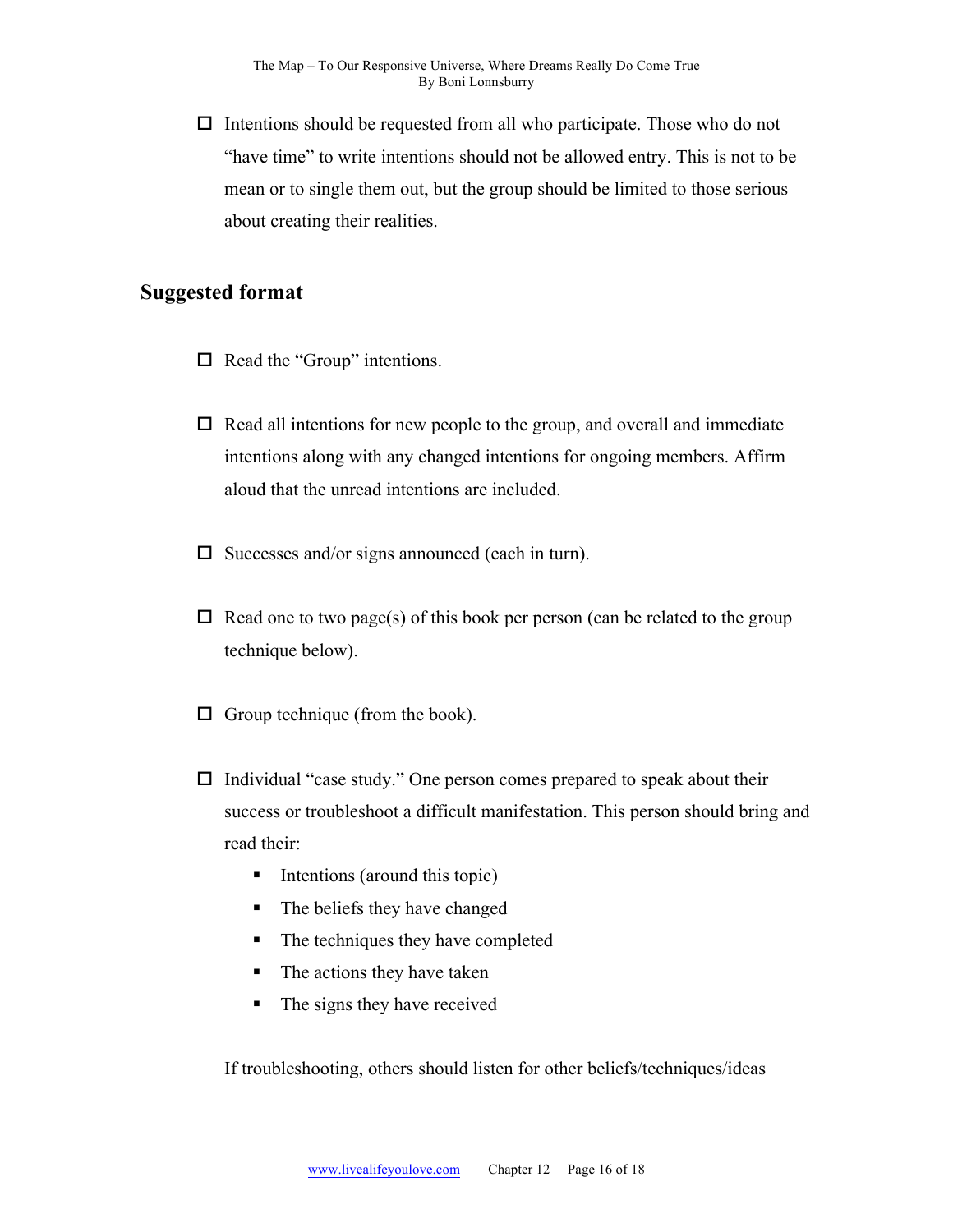- ☐ Intentions should be requested from all who participate. Those who do not "have time" to write intentions should not be allowed entry. This is not to be mean or to single them out, but the group should be limited to those serious about creating their realities.

## Suggested format

- ☐ Read the "Group" intentions.

- ☐ Read all intentions for new people to the group, and overall and immediate intentions along with any changed intentions for ongoing members. Affirm aloud that the unread intentions are included.

- ☐ Successes and/or signs announced (each in turn).

- ☐ Read one to two page(s) of this book per person (can be related to the group technique below).

- ☐ Group technique (from the book).

- ☐ Individual "case study." One person comes prepared to speak about their success or troubleshoot a difficult manifestation. This person should bring and read their:
  - Intentions (around this topic)
  - The beliefs they have changed
  - The techniques they have completed
  - The actions they have taken
  - The signs they have received

  If troubleshooting, others should listen for other beliefs/techniques/ideas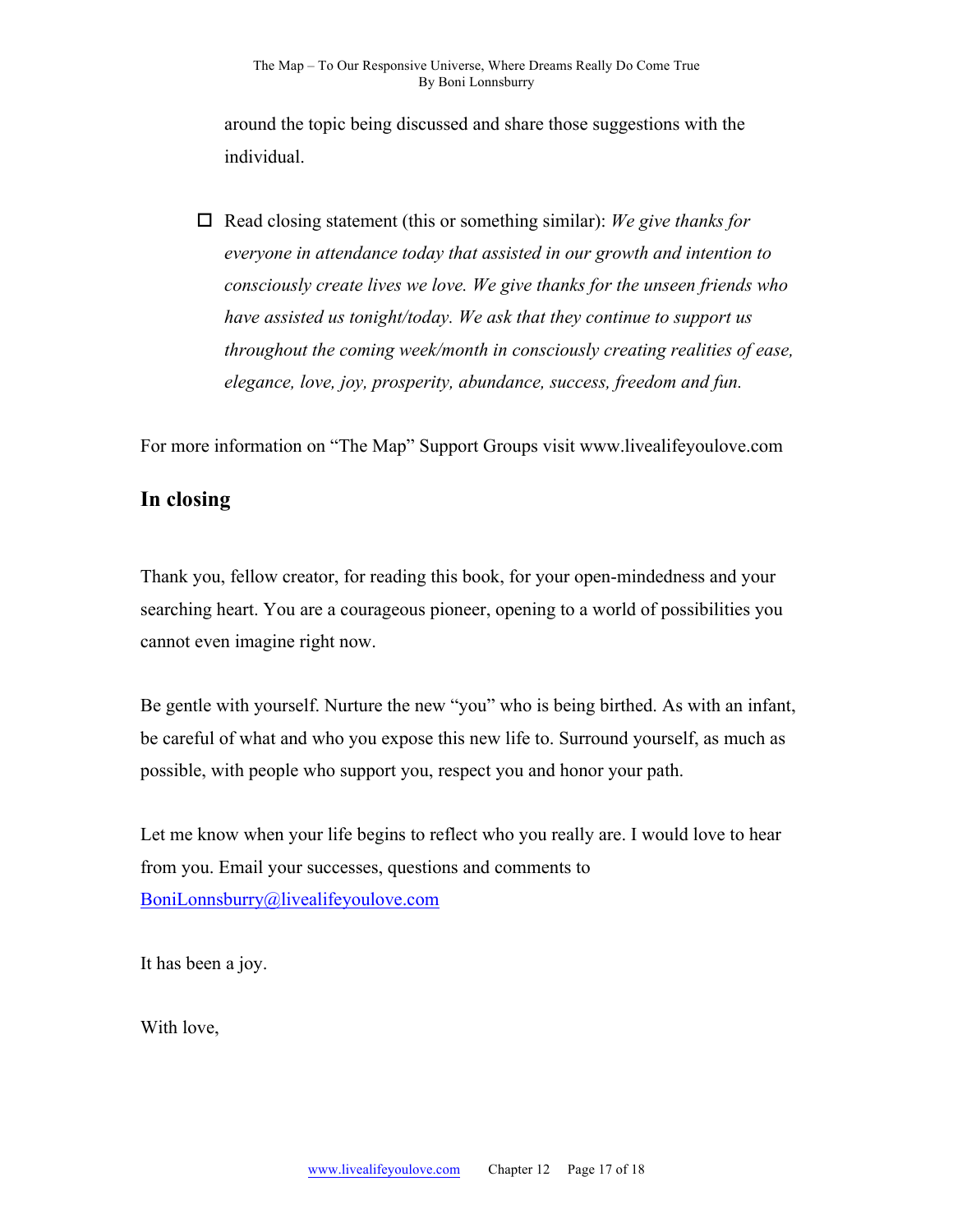around the topic being discussed and share those suggestions with the individual.

- ☐ Read closing statement (this or something similar): *We give thanks for everyone in attendance today that assisted in our growth and intention to consciously create lives we love. We give thanks for the unseen friends who have assisted us tonight/today. We ask that they continue to support us throughout the coming week/month in consciously creating realities of ease, elegance, love, joy, prosperity, abundance, success, freedom and fun.*

For more information on "The Map" Support Groups visit www.livealifeyoulove.com

## In closing

Thank you, fellow creator, for reading this book, for your open-mindedness and your searching heart. You are a courageous pioneer, opening to a world of possibilities you cannot even imagine right now.

Be gentle with yourself. Nurture the new "you" who is being birthed. As with an infant, be careful of what and who you expose this new life to. Surround yourself, as much as possible, with people who support you, respect you and honor your path.

Let me know when your life begins to reflect who you really are. I would love to hear from you. Email your successes, questions and comments to BoniLonnsburry@livealifeyoulove.com

It has been a joy.

With love,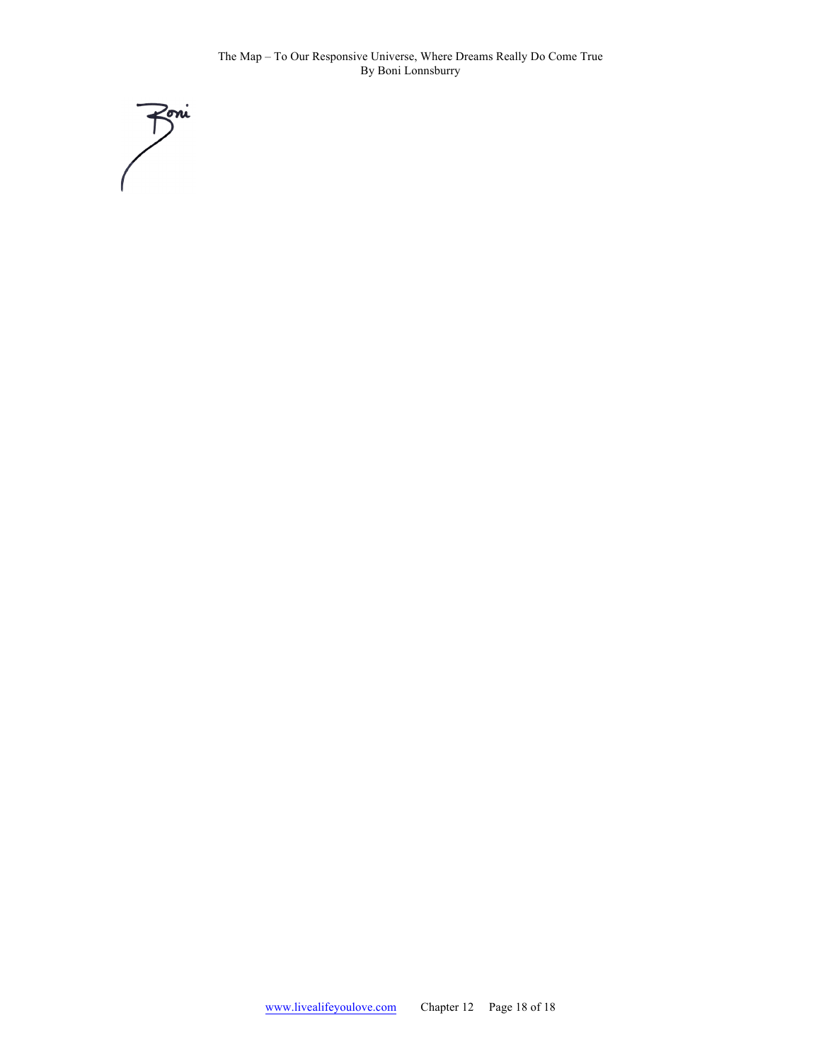Boni